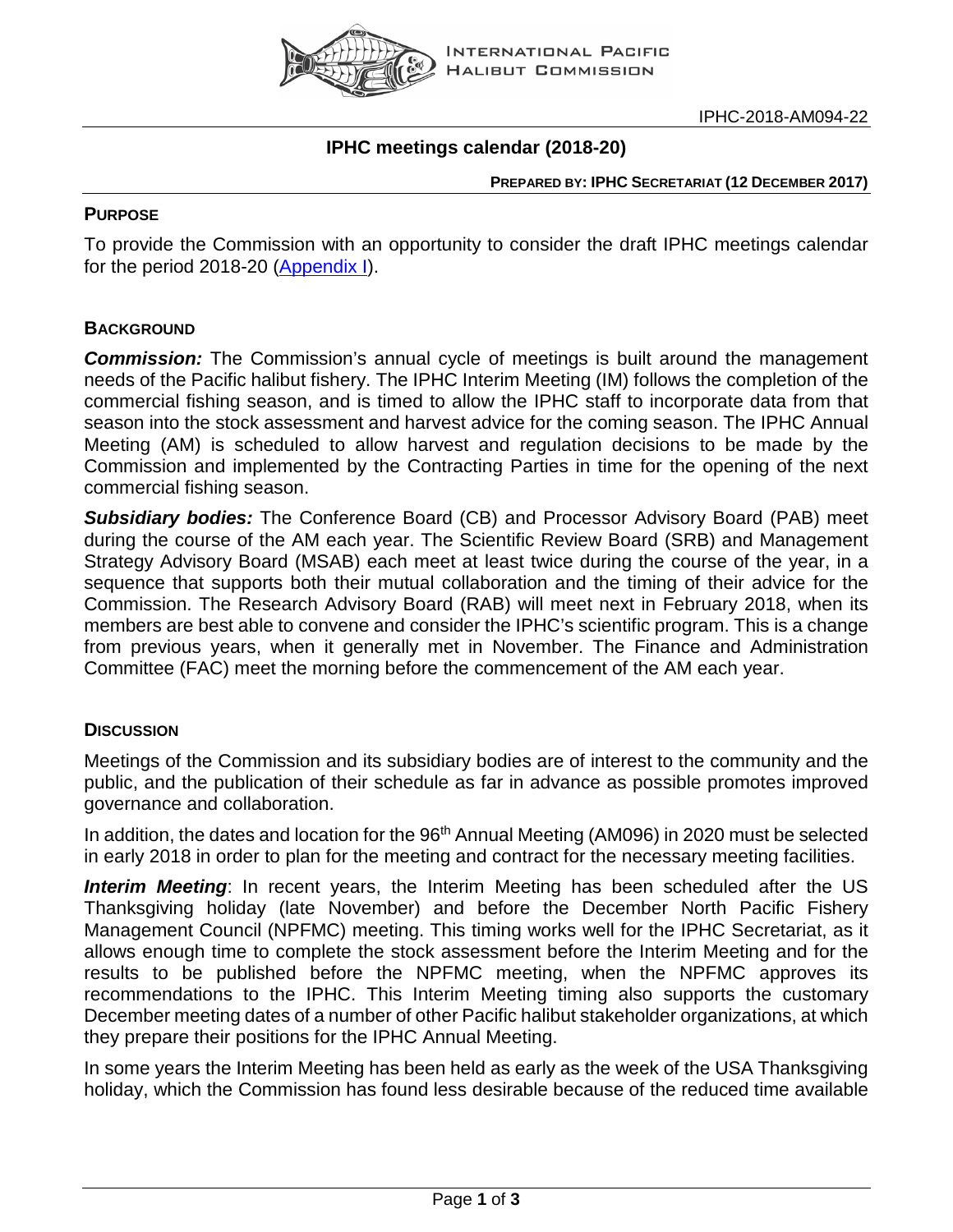IPHC-2018-AM094-22

# IPHC meetings calendar (2018-20)

**PREPARED BY: IPHC SECRETARIAT (12 DECEMBER 2017)**

## PURPOSE

To provide the Commission with an opportunity to consider the draft IPHC meetings calendar for the period 2018-20 (Appendix I).

## BACKGROUND

***Commission:*** The Commission's annual cycle of meetings is built around the management needs of the Pacific halibut fishery. The IPHC Interim Meeting (IM) follows the completion of the commercial fishing season, and is timed to allow the IPHC staff to incorporate data from that season into the stock assessment and harvest advice for the coming season. The IPHC Annual Meeting (AM) is scheduled to allow harvest and regulation decisions to be made by the Commission and implemented by the Contracting Parties in time for the opening of the next commercial fishing season.

***Subsidiary bodies:*** The Conference Board (CB) and Processor Advisory Board (PAB) meet during the course of the AM each year. The Scientific Review Board (SRB) and Management Strategy Advisory Board (MSAB) each meet at least twice during the course of the year, in a sequence that supports both their mutual collaboration and the timing of their advice for the Commission. The Research Advisory Board (RAB) will meet next in February 2018, when its members are best able to convene and consider the IPHC's scientific program. This is a change from previous years, when it generally met in November. The Finance and Administration Committee (FAC) meet the morning before the commencement of the AM each year.

## DISCUSSION

Meetings of the Commission and its subsidiary bodies are of interest to the community and the public, and the publication of their schedule as far in advance as possible promotes improved governance and collaboration.

In addition, the dates and location for the 96th Annual Meeting (AM096) in 2020 must be selected in early 2018 in order to plan for the meeting and contract for the necessary meeting facilities.

***Interim Meeting***: In recent years, the Interim Meeting has been scheduled after the US Thanksgiving holiday (late November) and before the December North Pacific Fishery Management Council (NPFMC) meeting. This timing works well for the IPHC Secretariat, as it allows enough time to complete the stock assessment before the Interim Meeting and for the results to be published before the NPFMC meeting, when the NPFMC approves its recommendations to the IPHC. This Interim Meeting timing also supports the customary December meeting dates of a number of other Pacific halibut stakeholder organizations, at which they prepare their positions for the IPHC Annual Meeting.

In some years the Interim Meeting has been held as early as the week of the USA Thanksgiving holiday, which the Commission has found less desirable because of the reduced time available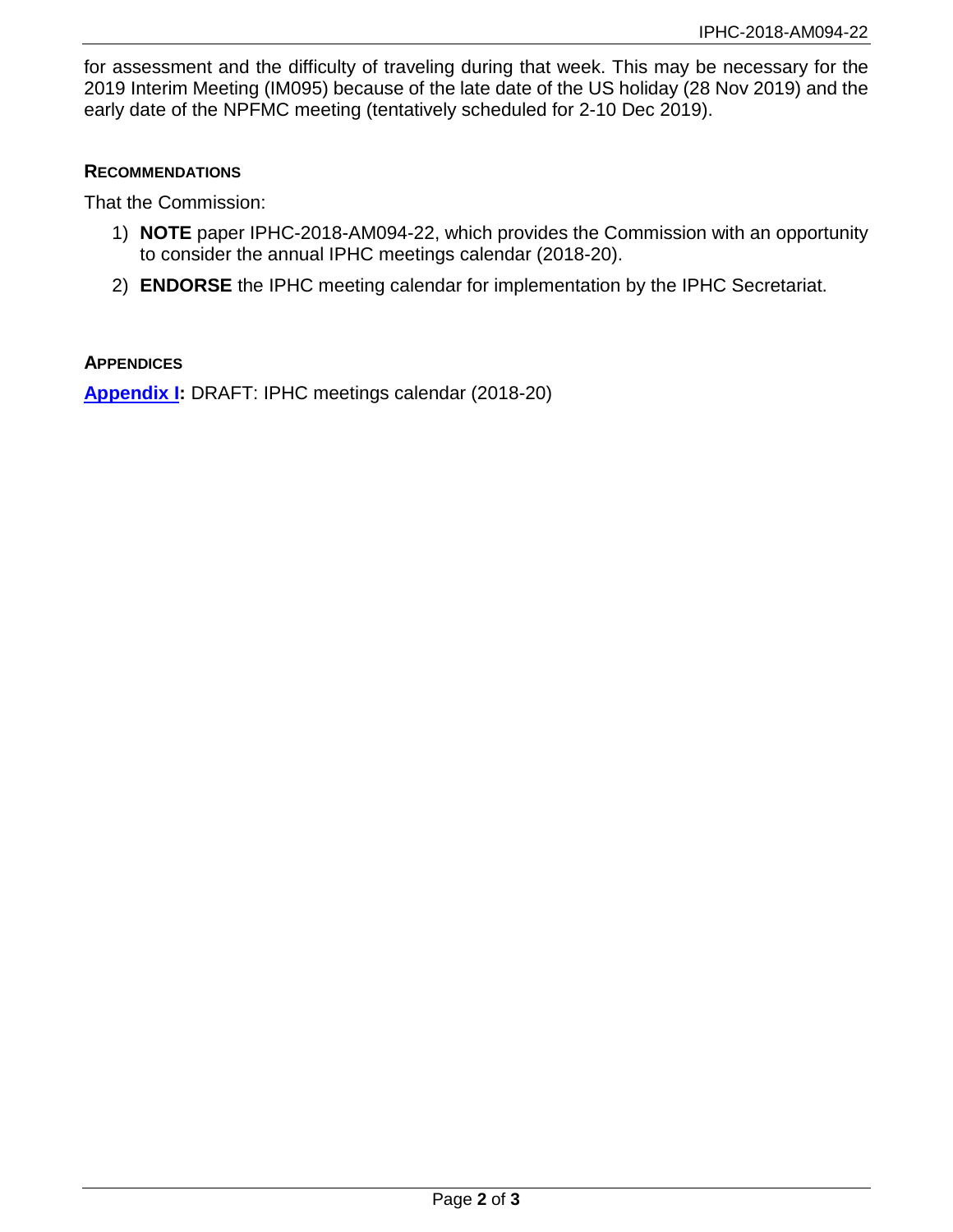for assessment and the difficulty of traveling during that week. This may be necessary for the 2019 Interim Meeting (IM095) because of the late date of the US holiday (28 Nov 2019) and the early date of the NPFMC meeting (tentatively scheduled for 2-10 Dec 2019).

## RECOMMENDATIONS

That the Commission:

1) **NOTE** paper IPHC-2018-AM094-22, which provides the Commission with an opportunity to consider the annual IPHC meetings calendar (2018-20).
2) **ENDORSE** the IPHC meeting calendar for implementation by the IPHC Secretariat.

## APPENDICES

**Appendix I:** DRAFT: IPHC meetings calendar (2018-20)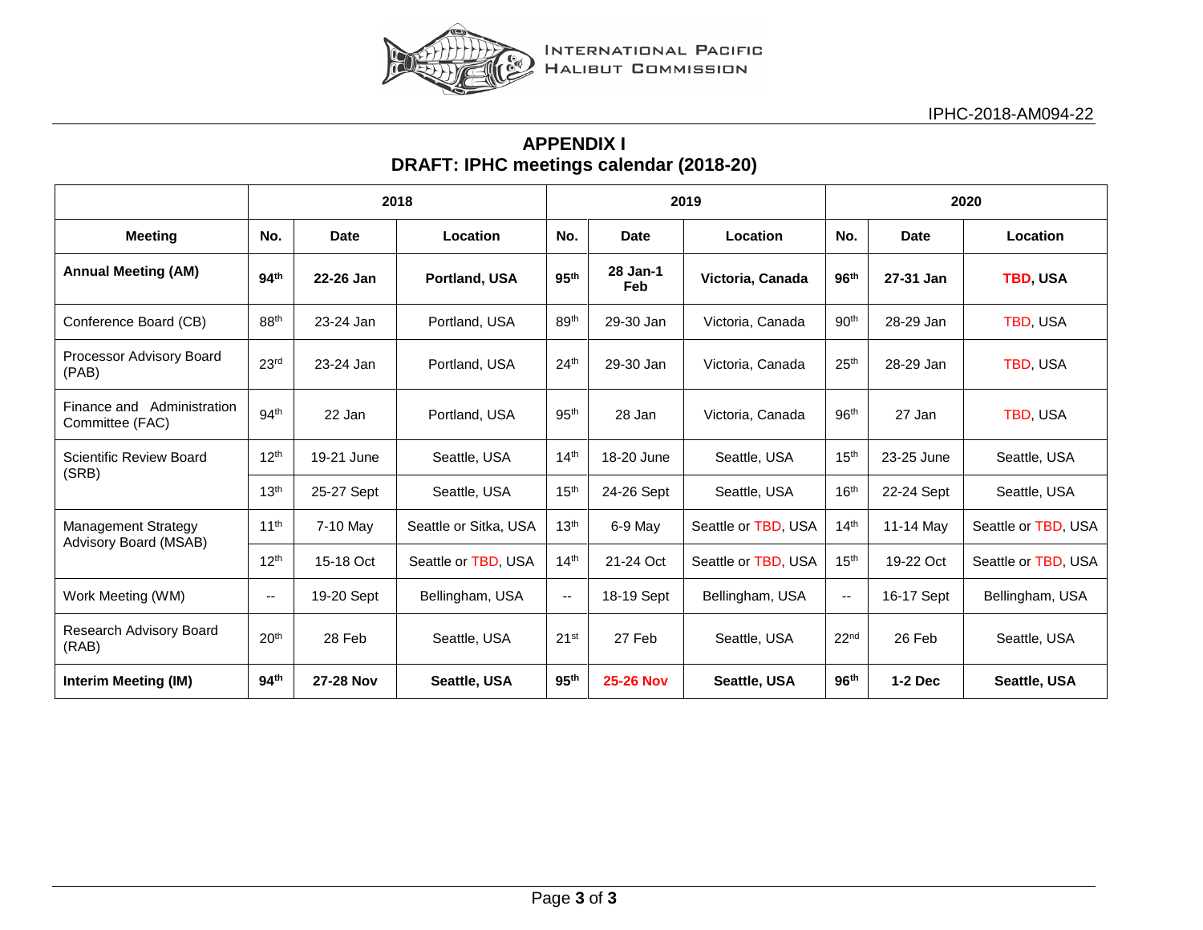IPHC-2018-AM094-22

## APPENDIX I
## DRAFT: IPHC meetings calendar (2018-20)

| | 2018 | | | 2019 | | | 2020 | | |
|---|---|---|---|---|---|---|---|---|---|
| **Meeting** | **No.** | **Date** | **Location** | **No.** | **Date** | **Location** | **No.** | **Date** | **Location** |
| **Annual Meeting (AM)** | **94th** | **22-26 Jan** | **Portland, USA** | **95th** | **28 Jan-1 Feb** | **Victoria, Canada** | **96th** | **27-31 Jan** | **TBD, USA** |
| Conference Board (CB) | 88th | 23-24 Jan | Portland, USA | 89th | 29-30 Jan | Victoria, Canada | 90th | 28-29 Jan | TBD, USA |
| Processor Advisory Board (PAB) | 23rd | 23-24 Jan | Portland, USA | 24th | 29-30 Jan | Victoria, Canada | 25th | 28-29 Jan | TBD, USA |
| Finance and Administration Committee (FAC) | 94th | 22 Jan | Portland, USA | 95th | 28 Jan | Victoria, Canada | 96th | 27 Jan | TBD, USA |
| Scientific Review Board (SRB) | 12th | 19-21 June | Seattle, USA | 14th | 18-20 June | Seattle, USA | 15th | 23-25 June | Seattle, USA |
| | 13th | 25-27 Sept | Seattle, USA | 15th | 24-26 Sept | Seattle, USA | 16th | 22-24 Sept | Seattle, USA |
| Management Strategy Advisory Board (MSAB) | 11th | 7-10 May | Seattle or Sitka, USA | 13th | 6-9 May | Seattle or TBD, USA | 14th | 11-14 May | Seattle or TBD, USA |
| | 12th | 15-18 Oct | Seattle or TBD, USA | 14th | 21-24 Oct | Seattle or TBD, USA | 15th | 19-22 Oct | Seattle or TBD, USA |
| Work Meeting (WM) | -- | 19-20 Sept | Bellingham, USA | -- | 18-19 Sept | Bellingham, USA | -- | 16-17 Sept | Bellingham, USA |
| Research Advisory Board (RAB) | 20th | 28 Feb | Seattle, USA | 21st | 27 Feb | Seattle, USA | 22nd | 26 Feb | Seattle, USA |
| **Interim Meeting (IM)** | **94th** | **27-28 Nov** | **Seattle, USA** | **95th** | **25-26 Nov** | **Seattle, USA** | **96th** | **1-2 Dec** | **Seattle, USA** |